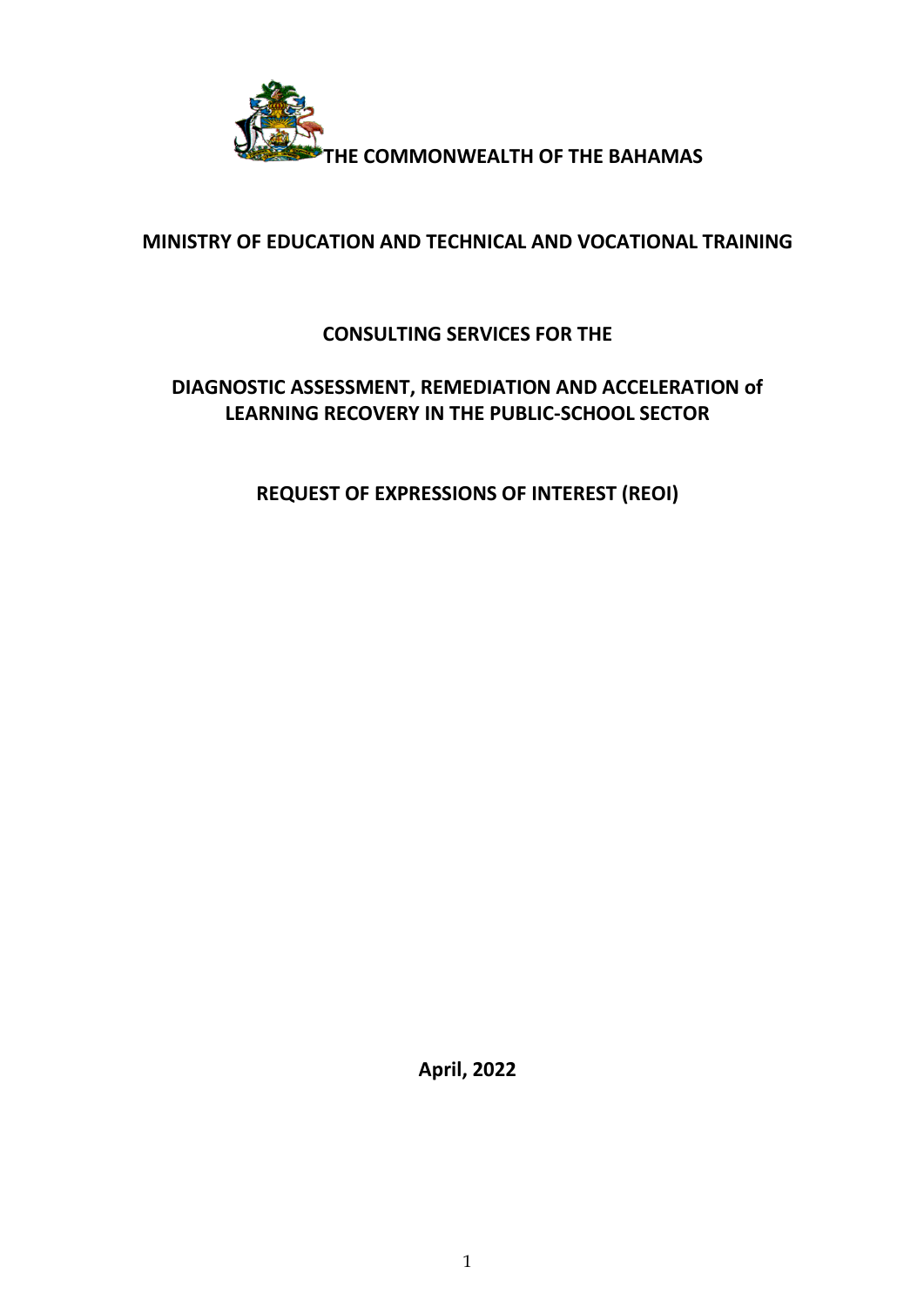**THE COMMONWEALTH OF THE BAHAMAS**

**MINISTRY OF EDUCATION AND TECHNICAL AND VOCATIONAL TRAINING**

**CONSULTING SERVICES FOR THE**

**DIAGNOSTIC ASSESSMENT, REMEDIATION AND ACCELERATION of LEARNING RECOVERY IN THE PUBLIC-SCHOOL SECTOR**

**REQUEST OF EXPRESSIONS OF INTEREST (REOI)**

**April, 2022**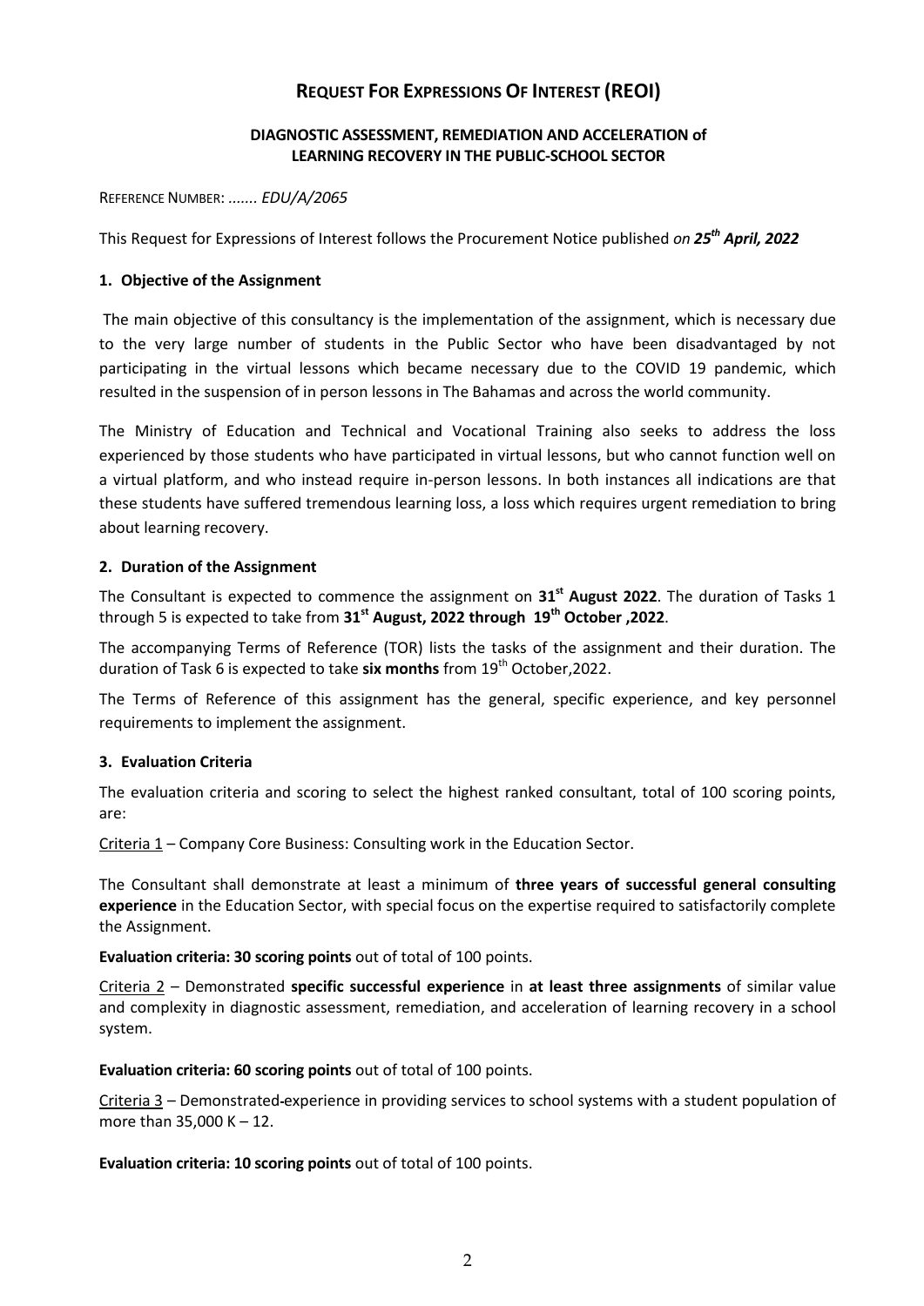# REQUEST FOR EXPRESSIONS OF INTEREST (REOI)

**DIAGNOSTIC ASSESSMENT, REMEDIATION AND ACCELERATION of LEARNING RECOVERY IN THE PUBLIC-SCHOOL SECTOR**

REFERENCE NUMBER: *....... EDU/A/2065*

This Request for Expressions of Interest follows the Procurement Notice published *on **25th April, 2022***

## 1. Objective of the Assignment

The main objective of this consultancy is the implementation of the assignment, which is necessary due to the very large number of students in the Public Sector who have been disadvantaged by not participating in the virtual lessons which became necessary due to the COVID 19 pandemic, which resulted in the suspension of in person lessons in The Bahamas and across the world community.

The Ministry of Education and Technical and Vocational Training also seeks to address the loss experienced by those students who have participated in virtual lessons, but who cannot function well on a virtual platform, and who instead require in-person lessons. In both instances all indications are that these students have suffered tremendous learning loss, a loss which requires urgent remediation to bring about learning recovery.

## 2. Duration of the Assignment

The Consultant is expected to commence the assignment on **31st August 2022**. The duration of Tasks 1 through 5 is expected to take from **31st August, 2022 through 19th October ,2022**.

The accompanying Terms of Reference (TOR) lists the tasks of the assignment and their duration. The duration of Task 6 is expected to take **six months** from 19th October,2022.

The Terms of Reference of this assignment has the general, specific experience, and key personnel requirements to implement the assignment.

## 3. Evaluation Criteria

The evaluation criteria and scoring to select the highest ranked consultant, total of 100 scoring points, are:

Criteria 1 – Company Core Business: Consulting work in the Education Sector.

The Consultant shall demonstrate at least a minimum of **three years of successful general consulting experience** in the Education Sector, with special focus on the expertise required to satisfactorily complete the Assignment.

**Evaluation criteria: 30 scoring points** out of total of 100 points.

Criteria 2 – Demonstrated **specific successful experience** in **at least three assignments** of similar value and complexity in diagnostic assessment, remediation, and acceleration of learning recovery in a school system.

**Evaluation criteria: 60 scoring points** out of total of 100 points.

Criteria 3 – Demonstrated-experience in providing services to school systems with a student population of more than 35,000 K – 12.

**Evaluation criteria: 10 scoring points** out of total of 100 points.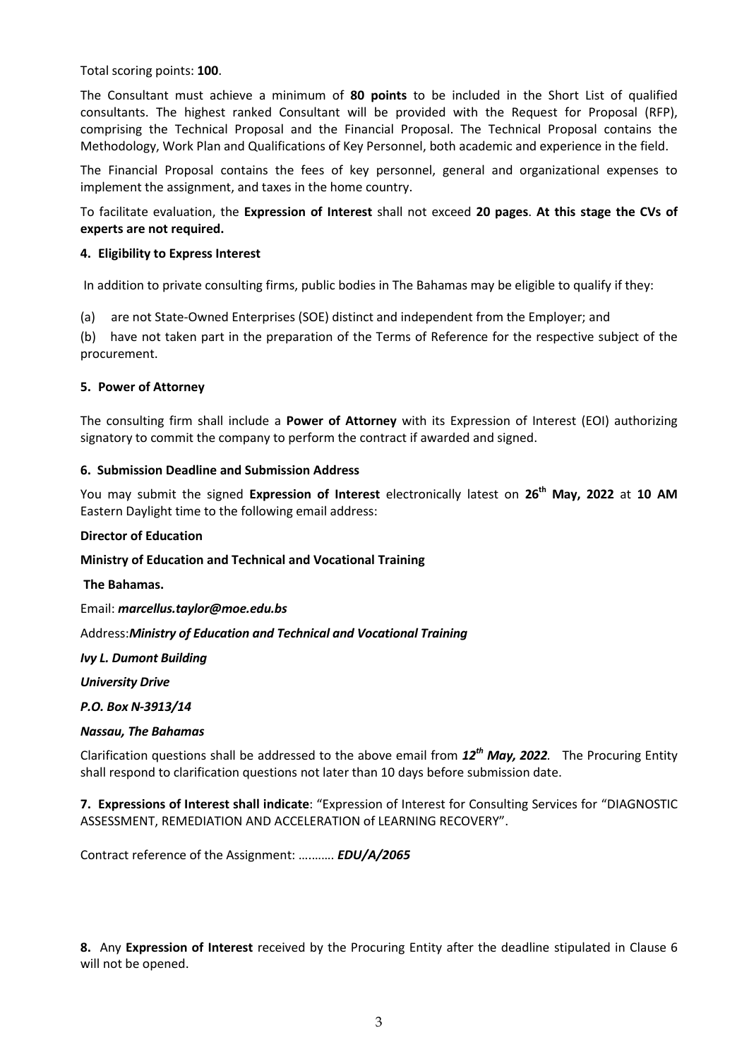Total scoring points: **100**.

The Consultant must achieve a minimum of **80 points** to be included in the Short List of qualified consultants. The highest ranked Consultant will be provided with the Request for Proposal (RFP), comprising the Technical Proposal and the Financial Proposal. The Technical Proposal contains the Methodology, Work Plan and Qualifications of Key Personnel, both academic and experience in the field.

The Financial Proposal contains the fees of key personnel, general and organizational expenses to implement the assignment, and taxes in the home country.

To facilitate evaluation, the **Expression of Interest** shall not exceed **20 pages**. **At this stage the CVs of experts are not required.**

#### 4. Eligibility to Express Interest

In addition to private consulting firms, public bodies in The Bahamas may be eligible to qualify if they:

(a) are not State-Owned Enterprises (SOE) distinct and independent from the Employer; and

(b) have not taken part in the preparation of the Terms of Reference for the respective subject of the procurement.

#### 5. Power of Attorney

The consulting firm shall include a **Power of Attorney** with its Expression of Interest (EOI) authorizing signatory to commit the company to perform the contract if awarded and signed.

#### 6. Submission Deadline and Submission Address

You may submit the signed **Expression of Interest** electronically latest on **26th May, 2022** at **10 AM** Eastern Daylight time to the following email address:

**Director of Education**

**Ministry of Education and Technical and Vocational Training**

**The Bahamas.**

Email: ***marcellus.taylor@moe.edu.bs***

Address: ***Ministry of Education and Technical and Vocational Training***

***Ivy L. Dumont Building***

***University Drive***

***P.O. Box N-3913/14***

***Nassau, The Bahamas***

Clarification questions shall be addressed to the above email from ***12th May, 2022***. The Procuring Entity shall respond to clarification questions not later than 10 days before submission date.

**7. Expressions of Interest shall indicate**: "Expression of Interest for Consulting Services for "DIAGNOSTIC ASSESSMENT, REMEDIATION AND ACCELERATION of LEARNING RECOVERY".

Contract reference of the Assignment: ………. ***EDU/A/2065***

**8.** Any **Expression of Interest** received by the Procuring Entity after the deadline stipulated in Clause 6 will not be opened.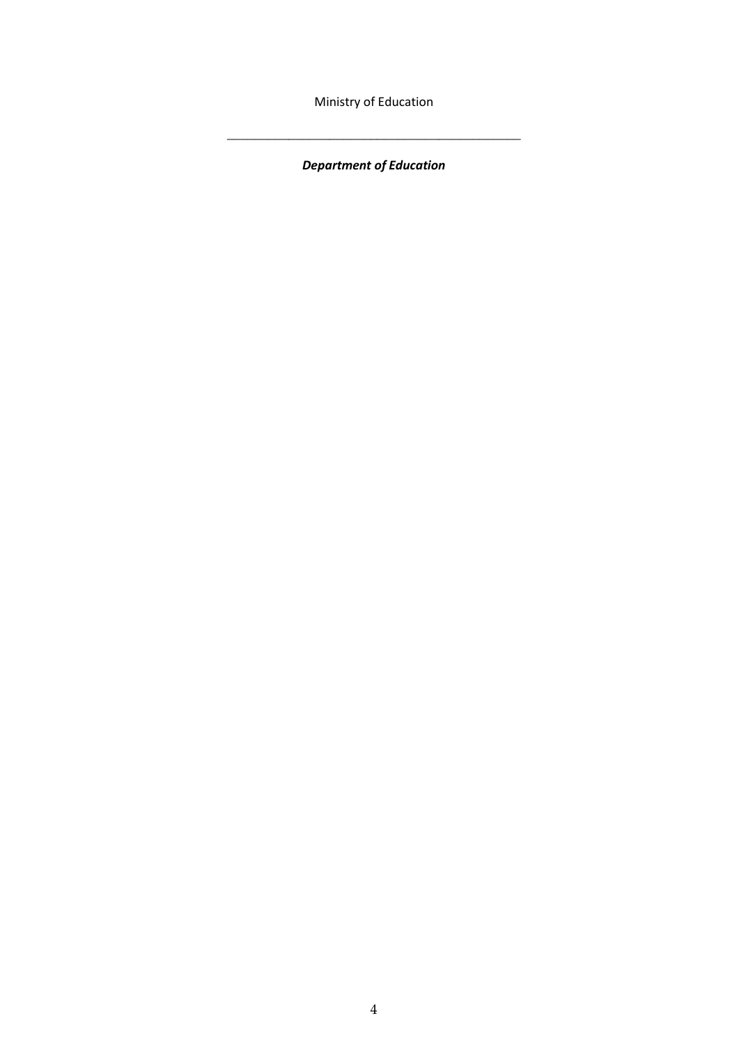Ministry of Education

______________________________________________

***Department of Education***